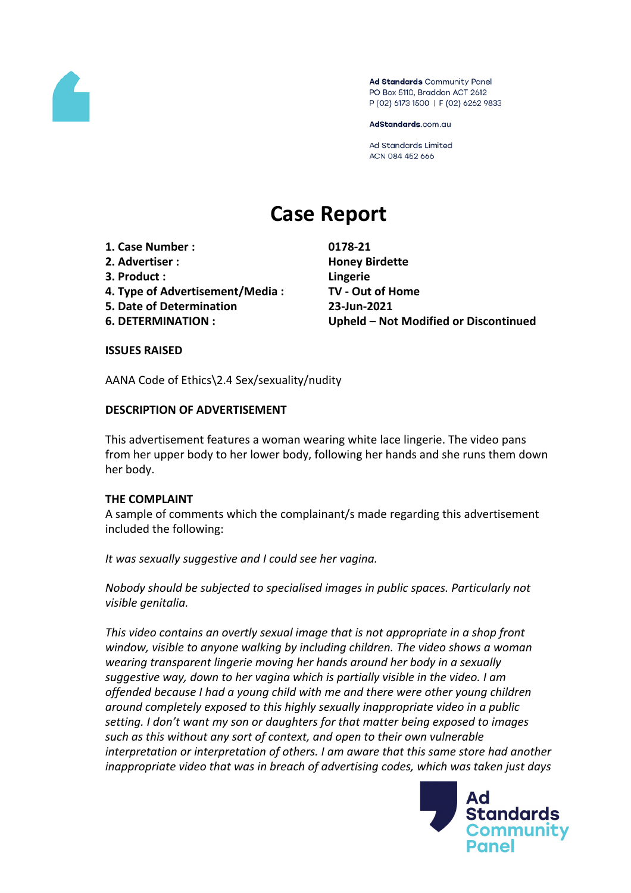Ad Standards Community Panel
PO Box 5110, Braddon ACT 2612
P (02) 6173 1500 | F (02) 6262 9833

AdStandards.com.au

Ad Standards Limited
ACN 084 452 666

# Case Report

| | |
|---|---|
| **1. Case Number :** | **0178-21** |
| **2. Advertiser :** | **Honey Birdette** |
| **3. Product :** | **Lingerie** |
| **4. Type of Advertisement/Media :** | **TV - Out of Home** |
| **5. Date of Determination** | **23-Jun-2021** |
| **6. DETERMINATION :** | **Upheld – Not Modified or Discontinued** |

## ISSUES RAISED

AANA Code of Ethics\2.4 Sex/sexuality/nudity

## DESCRIPTION OF ADVERTISEMENT

This advertisement features a woman wearing white lace lingerie. The video pans from her upper body to her lower body, following her hands and she runs them down her body.

## THE COMPLAINT

A sample of comments which the complainant/s made regarding this advertisement included the following:

*It was sexually suggestive and I could see her vagina.*

*Nobody should be subjected to specialised images in public spaces. Particularly not visible genitalia.*

*This video contains an overtly sexual image that is not appropriate in a shop front window, visible to anyone walking by including children. The video shows a woman wearing transparent lingerie moving her hands around her body in a sexually suggestive way, down to her vagina which is partially visible in the video. I am offended because I had a young child with me and there were other young children around completely exposed to this highly sexually inappropriate video in a public setting. I don't want my son or daughters for that matter being exposed to images such as this without any sort of context, and open to their own vulnerable interpretation or interpretation of others. I am aware that this same store had another inappropriate video that was in breach of advertising codes, which was taken just days*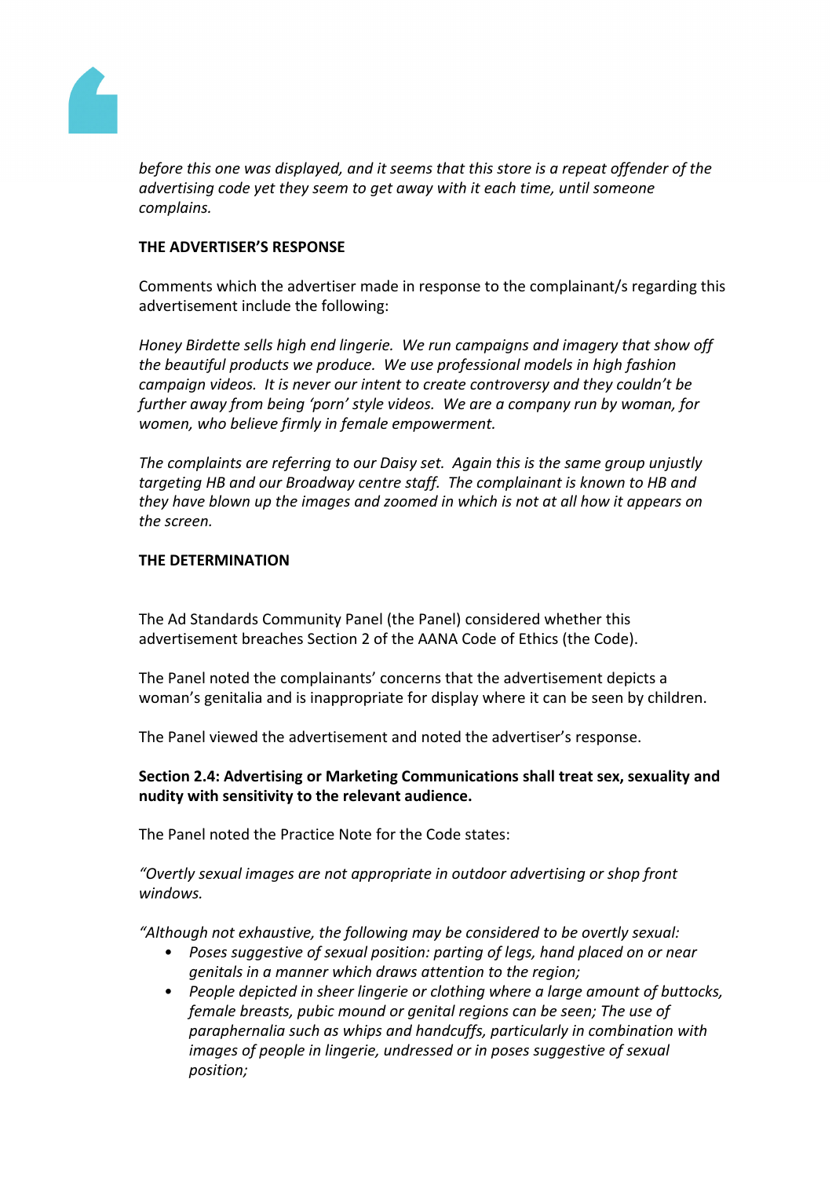*before this one was displayed, and it seems that this store is a repeat offender of the advertising code yet they seem to get away with it each time, until someone complains.*

**THE ADVERTISER'S RESPONSE**

Comments which the advertiser made in response to the complainant/s regarding this advertisement include the following:

*Honey Birdette sells high end lingerie. We run campaigns and imagery that show off the beautiful products we produce. We use professional models in high fashion campaign videos. It is never our intent to create controversy and they couldn't be further away from being 'porn' style videos. We are a company run by woman, for women, who believe firmly in female empowerment.*

*The complaints are referring to our Daisy set. Again this is the same group unjustly targeting HB and our Broadway centre staff. The complainant is known to HB and they have blown up the images and zoomed in which is not at all how it appears on the screen.*

**THE DETERMINATION**

The Ad Standards Community Panel (the Panel) considered whether this advertisement breaches Section 2 of the AANA Code of Ethics (the Code).

The Panel noted the complainants' concerns that the advertisement depicts a woman's genitalia and is inappropriate for display where it can be seen by children.

The Panel viewed the advertisement and noted the advertiser's response.

**Section 2.4: Advertising or Marketing Communications shall treat sex, sexuality and nudity with sensitivity to the relevant audience.**

The Panel noted the Practice Note for the Code states:

*"Overtly sexual images are not appropriate in outdoor advertising or shop front windows.*

*"Although not exhaustive, the following may be considered to be overtly sexual:*

- *Poses suggestive of sexual position: parting of legs, hand placed on or near genitals in a manner which draws attention to the region;*
- *People depicted in sheer lingerie or clothing where a large amount of buttocks, female breasts, pubic mound or genital regions can be seen; The use of paraphernalia such as whips and handcuffs, particularly in combination with images of people in lingerie, undressed or in poses suggestive of sexual position;*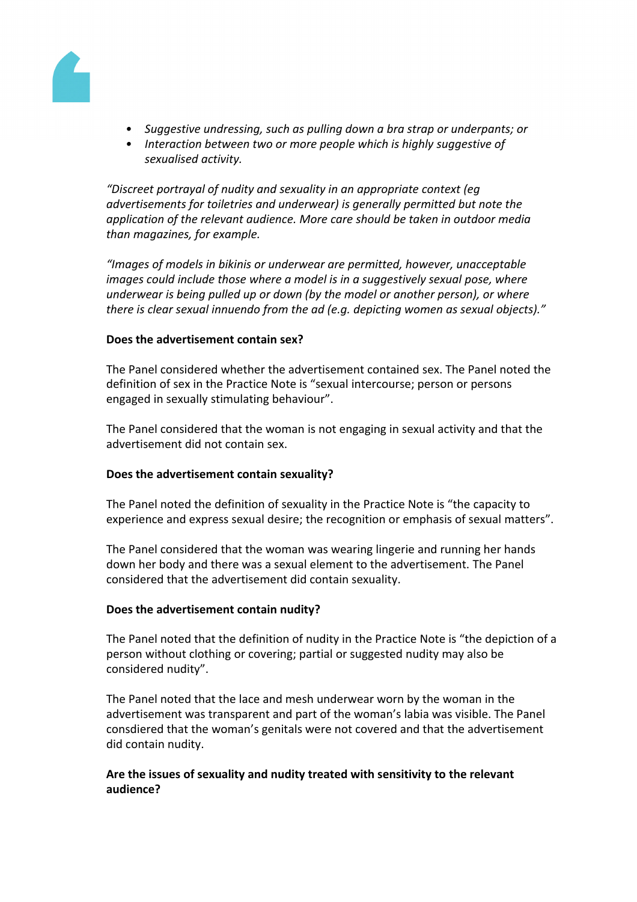- *Suggestive undressing, such as pulling down a bra strap or underpants; or*
- *Interaction between two or more people which is highly suggestive of sexualised activity.*

*"Discreet portrayal of nudity and sexuality in an appropriate context (eg advertisements for toiletries and underwear) is generally permitted but note the application of the relevant audience. More care should be taken in outdoor media than magazines, for example.*

*"Images of models in bikinis or underwear are permitted, however, unacceptable images could include those where a model is in a suggestively sexual pose, where underwear is being pulled up or down (by the model or another person), or where there is clear sexual innuendo from the ad (e.g. depicting women as sexual objects)."*

**Does the advertisement contain sex?**

The Panel considered whether the advertisement contained sex. The Panel noted the definition of sex in the Practice Note is "sexual intercourse; person or persons engaged in sexually stimulating behaviour".

The Panel considered that the woman is not engaging in sexual activity and that the advertisement did not contain sex.

**Does the advertisement contain sexuality?**

The Panel noted the definition of sexuality in the Practice Note is "the capacity to experience and express sexual desire; the recognition or emphasis of sexual matters".

The Panel considered that the woman was wearing lingerie and running her hands down her body and there was a sexual element to the advertisement. The Panel considered that the advertisement did contain sexuality.

**Does the advertisement contain nudity?**

The Panel noted that the definition of nudity in the Practice Note is "the depiction of a person without clothing or covering; partial or suggested nudity may also be considered nudity".

The Panel noted that the lace and mesh underwear worn by the woman in the advertisement was transparent and part of the woman's labia was visible. The Panel consdiered that the woman's genitals were not covered and that the advertisement did contain nudity.

**Are the issues of sexuality and nudity treated with sensitivity to the relevant audience?**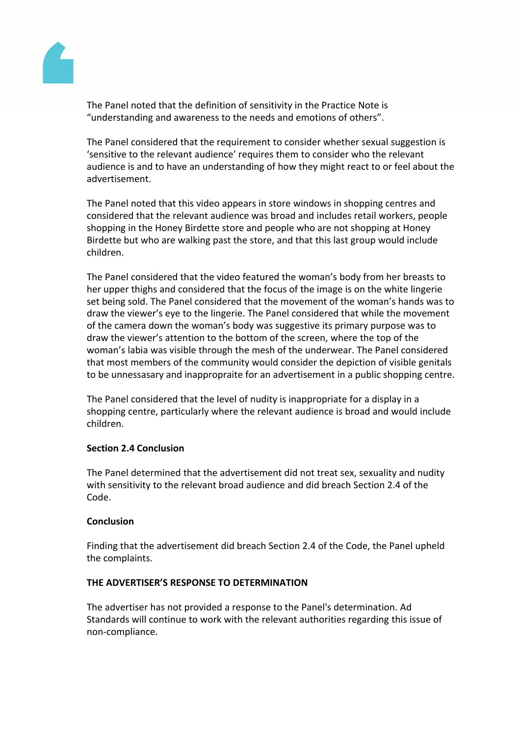The Panel noted that the definition of sensitivity in the Practice Note is “understanding and awareness to the needs and emotions of others”.

The Panel considered that the requirement to consider whether sexual suggestion is ‘sensitive to the relevant audience’ requires them to consider who the relevant audience is and to have an understanding of how they might react to or feel about the advertisement.

The Panel noted that this video appears in store windows in shopping centres and considered that the relevant audience was broad and includes retail workers, people shopping in the Honey Birdette store and people who are not shopping at Honey Birdette but who are walking past the store, and that this last group would include children.

The Panel considered that the video featured the woman’s body from her breasts to her upper thighs and considered that the focus of the image is on the white lingerie set being sold. The Panel considered that the movement of the woman’s hands was to draw the viewer’s eye to the lingerie. The Panel considered that while the movement of the camera down the woman’s body was suggestive its primary purpose was to draw the viewer’s attention to the bottom of the screen, where the top of the woman’s labia was visible through the mesh of the underwear. The Panel considered that most members of the community would consider the depiction of visible genitals to be unnessasary and inappropraite for an advertisement in a public shopping centre.

The Panel considered that the level of nudity is inappropriate for a display in a shopping centre, particularly where the relevant audience is broad and would include children.

**Section 2.4 Conclusion**

The Panel determined that the advertisement did not treat sex, sexuality and nudity with sensitivity to the relevant broad audience and did breach Section 2.4 of the Code.

**Conclusion**

Finding that the advertisement did breach Section 2.4 of the Code, the Panel upheld the complaints.

**THE ADVERTISER’S RESPONSE TO DETERMINATION**

The advertiser has not provided a response to the Panel's determination. Ad Standards will continue to work with the relevant authorities regarding this issue of non-compliance.